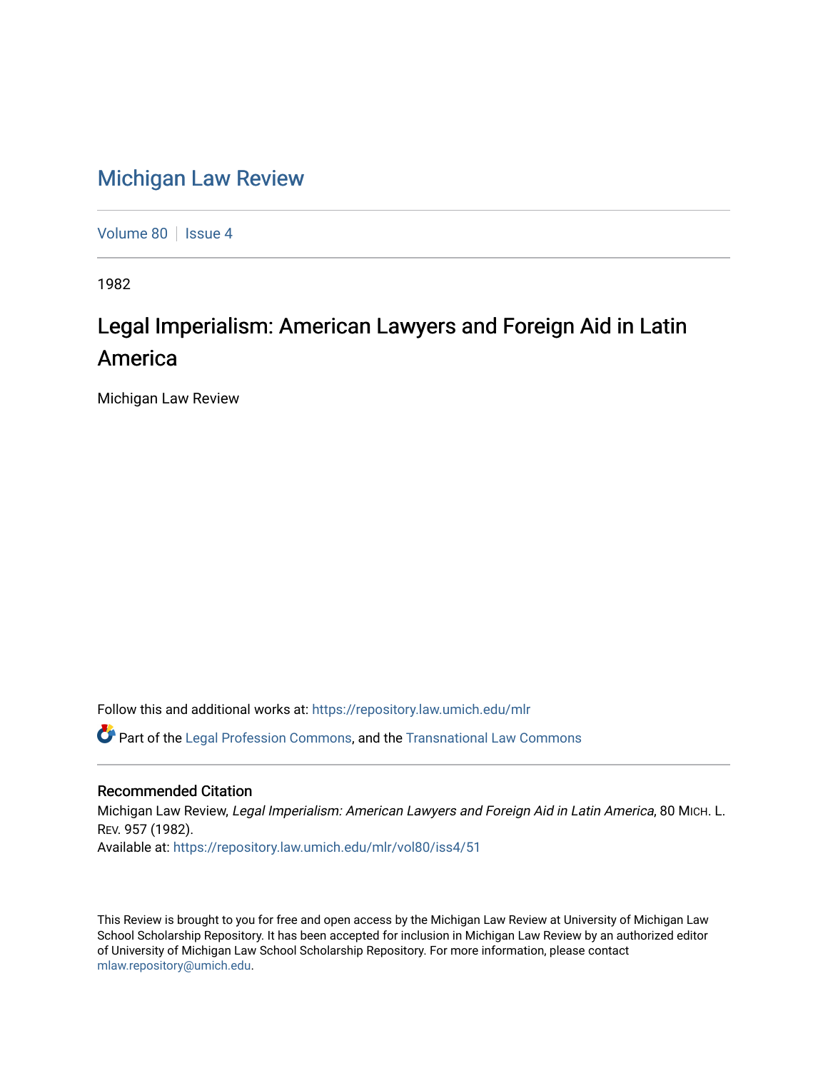# Michigan Law Review

Volume 80 | Issue 4

1982

## Legal Imperialism: American Lawyers and Foreign Aid in Latin America

Michigan Law Review

Follow this and additional works at: https://repository.law.umich.edu/mlr

Part of the Legal Profession Commons, and the Transnational Law Commons

### Recommended Citation

Michigan Law Review, *Legal Imperialism: American Lawyers and Foreign Aid in Latin America*, 80 MICH. L. REV. 957 (1982).
Available at: https://repository.law.umich.edu/mlr/vol80/iss4/51

This Review is brought to you for free and open access by the Michigan Law Review at University of Michigan Law School Scholarship Repository. It has been accepted for inclusion in Michigan Law Review by an authorized editor of University of Michigan Law School Scholarship Repository. For more information, please contact mlaw.repository@umich.edu.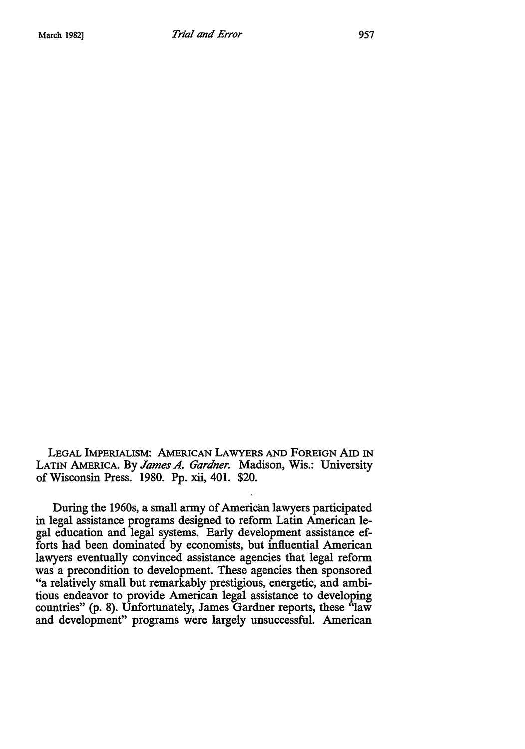LEGAL IMPERIALISM: AMERICAN LAWYERS AND FOREIGN AID IN LATIN AMERICA. By *James A. Gardner*. Madison, Wis.: University of Wisconsin Press. 1980. Pp. xii, 401. $20.

During the 1960s, a small army of American lawyers participated in legal assistance programs designed to reform Latin American legal education and legal systems. Early development assistance efforts had been dominated by economists, but influential American lawyers eventually convinced assistance agencies that legal reform was a precondition to development. These agencies then sponsored "a relatively small but remarkably prestigious, energetic, and ambitious endeavor to provide American legal assistance to developing countries" (p. 8). Unfortunately, James Gardner reports, these "law and development" programs were largely unsuccessful. American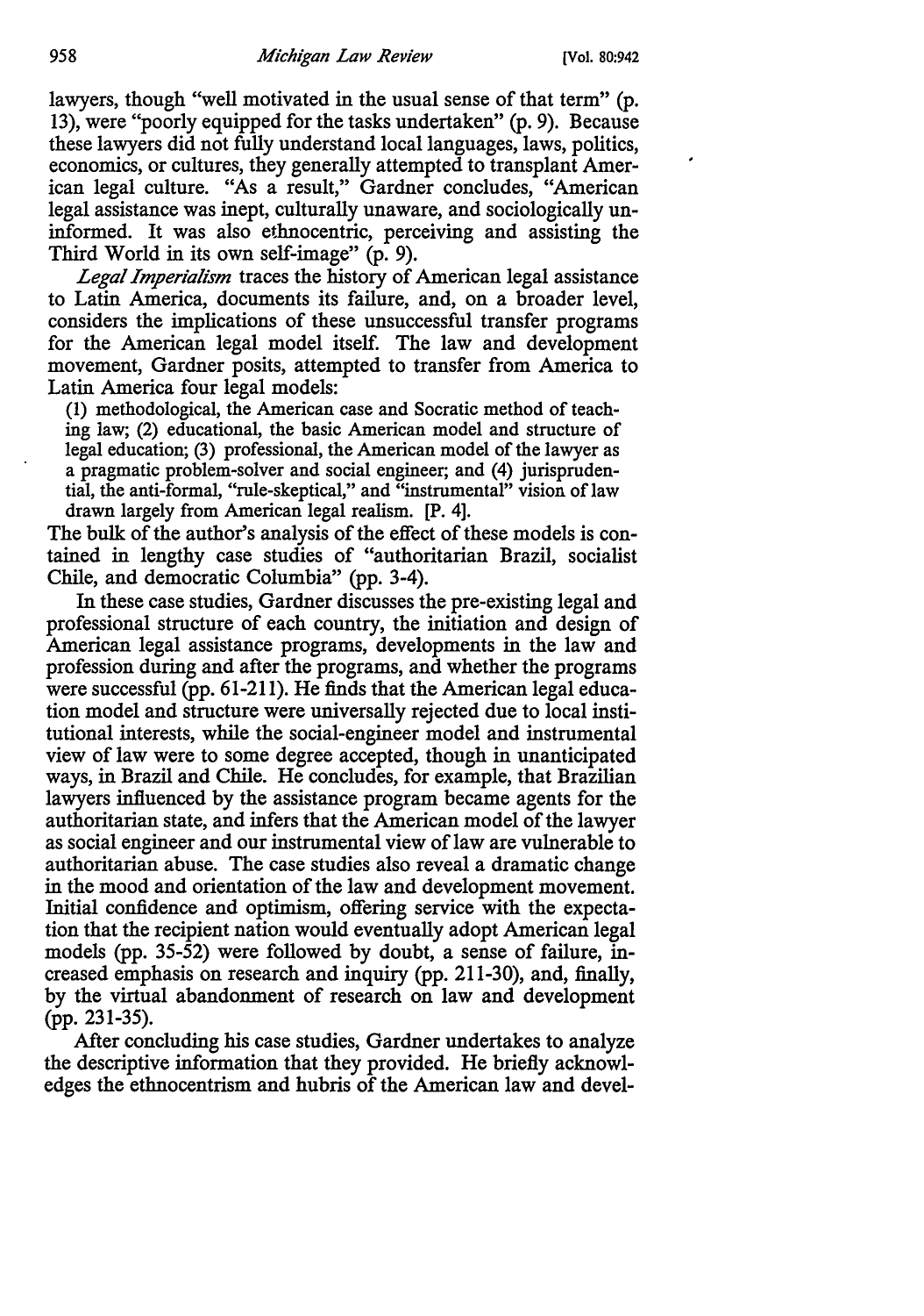lawyers, though "well motivated in the usual sense of that term" (p. 13), were "poorly equipped for the tasks undertaken" (p. 9). Because these lawyers did not fully understand local languages, laws, politics, economics, or cultures, they generally attempted to transplant American legal culture. "As a result," Gardner concludes, "American legal assistance was inept, culturally unaware, and sociologically uninformed. It was also ethnocentric, perceiving and assisting the Third World in its own self-image" (p. 9).

*Legal Imperialism* traces the history of American legal assistance to Latin America, documents its failure, and, on a broader level, considers the implications of these unsuccessful transfer programs for the American legal model itself. The law and development movement, Gardner posits, attempted to transfer from America to Latin America four legal models:

> (1) methodological, the American case and Socratic method of teaching law; (2) educational, the basic American model and structure of legal education; (3) professional, the American model of the lawyer as a pragmatic problem-solver and social engineer; and (4) jurisprudential, the anti-formal, "rule-skeptical," and "instrumental" vision of law drawn largely from American legal realism. [P. 4].

The bulk of the author's analysis of the effect of these models is contained in lengthy case studies of "authoritarian Brazil, socialist Chile, and democratic Columbia" (pp. 3-4).

In these case studies, Gardner discusses the pre-existing legal and professional structure of each country, the initiation and design of American legal assistance programs, developments in the law and profession during and after the programs, and whether the programs were successful (pp. 61-211). He finds that the American legal education model and structure were universally rejected due to local institutional interests, while the social-engineer model and instrumental view of law were to some degree accepted, though in unanticipated ways, in Brazil and Chile. He concludes, for example, that Brazilian lawyers influenced by the assistance program became agents for the authoritarian state, and infers that the American model of the lawyer as social engineer and our instrumental view of law are vulnerable to authoritarian abuse. The case studies also reveal a dramatic change in the mood and orientation of the law and development movement. Initial confidence and optimism, offering service with the expectation that the recipient nation would eventually adopt American legal models (pp. 35-52) were followed by doubt, a sense of failure, increased emphasis on research and inquiry (pp. 211-30), and, finally, by the virtual abandonment of research on law and development (pp. 231-35).

After concluding his case studies, Gardner undertakes to analyze the descriptive information that they provided. He briefly acknowledges the ethnocentrism and hubris of the American law and devel-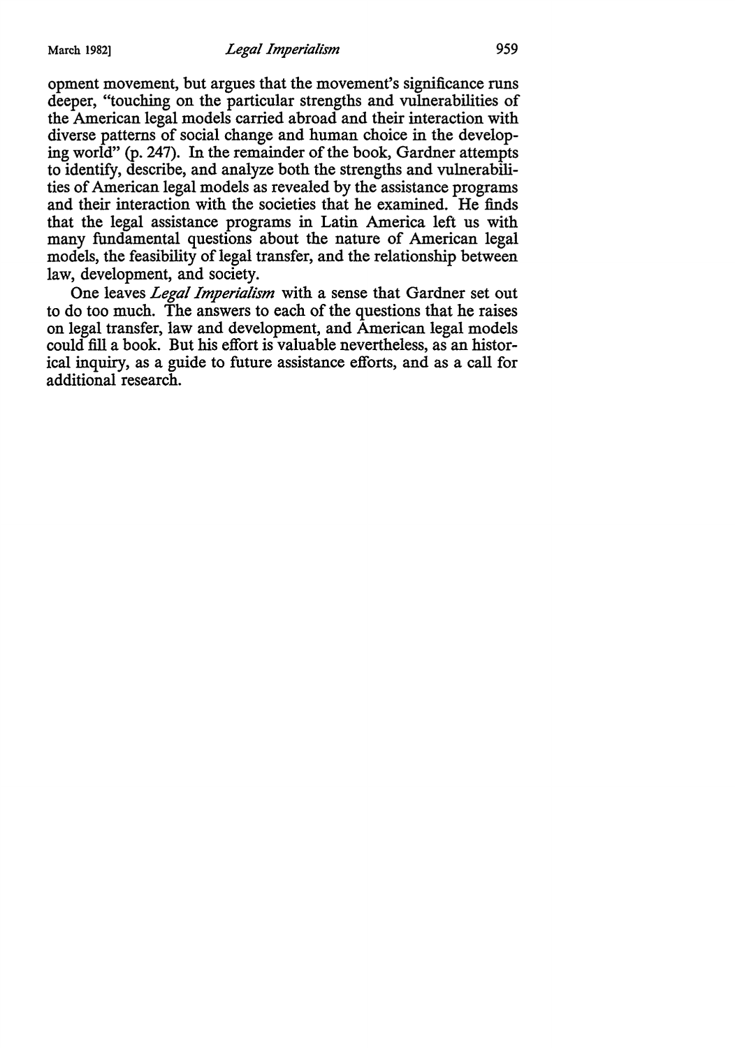opment movement, but argues that the movement's significance runs deeper, "touching on the particular strengths and vulnerabilities of the American legal models carried abroad and their interaction with diverse patterns of social change and human choice in the developing world" (p. 247). In the remainder of the book, Gardner attempts to identify, describe, and analyze both the strengths and vulnerabilities of American legal models as revealed by the assistance programs and their interaction with the societies that he examined. He finds that the legal assistance programs in Latin America left us with many fundamental questions about the nature of American legal models, the feasibility of legal transfer, and the relationship between law, development, and society.

One leaves *Legal Imperialism* with a sense that Gardner set out to do too much. The answers to each of the questions that he raises on legal transfer, law and development, and American legal models could fill a book. But his effort is valuable nevertheless, as an historical inquiry, as a guide to future assistance efforts, and as a call for additional research.